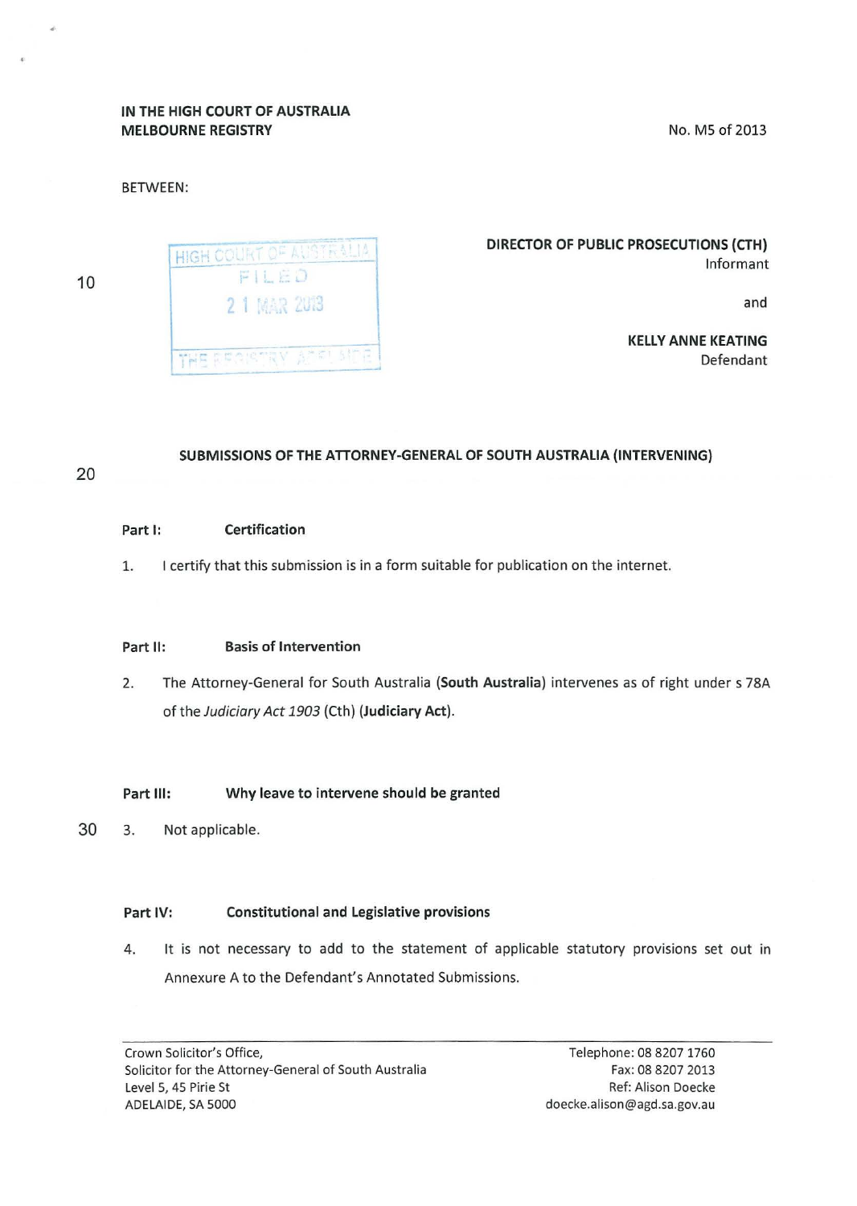IN THE HIGH COURT OF AUSTRALIA
MELBOURNE REGISTRY

No. M5 of 2013

BETWEEN:

HIGH COURT OF AUSTRALIA
FILED
21 MAR 2013
THE REGISTRY ADELAIDE

**DIRECTOR OF PUBLIC PROSECUTIONS (CTH)**
Informant

and

**KELLY ANNE KEATING**
Defendant

## SUBMISSIONS OF THE ATTORNEY-GENERAL OF SOUTH AUSTRALIA (INTERVENING)

### Part I: Certification

1. I certify that this submission is in a form suitable for publication on the internet.

### Part II: Basis of Intervention

2. The Attorney-General for South Australia (**South Australia**) intervenes as of right under s 78A of the *Judiciary Act 1903* (Cth) (**Judiciary Act**).

### Part III: Why leave to intervene should be granted

3. Not applicable.

### Part IV: Constitutional and Legislative provisions

4. It is not necessary to add to the statement of applicable statutory provisions set out in Annexure A to the Defendant's Annotated Submissions.

---

Crown Solicitor's Office,
Solicitor for the Attorney-General of South Australia
Level 5, 45 Pirie St
ADELAIDE, SA 5000

Telephone: 08 8207 1760
Fax: 08 8207 2013
Ref: Alison Doecke
doecke.alison@agd.sa.gov.au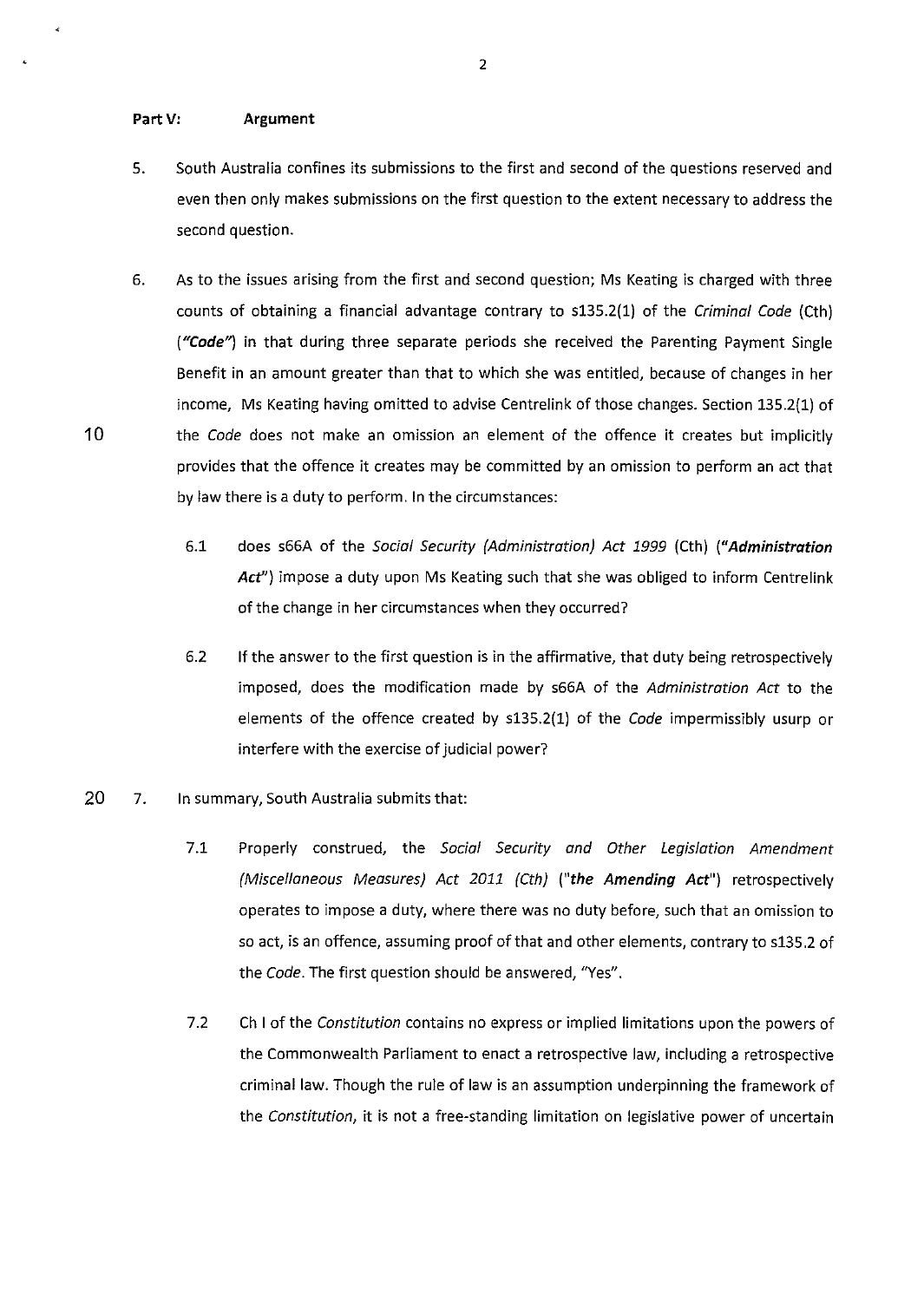**Part V: Argument**

5. South Australia confines its submissions to the first and second of the questions reserved and even then only makes submissions on the first question to the extent necessary to address the second question.

6. As to the issues arising from the first and second question; Ms Keating is charged with three counts of obtaining a financial advantage contrary to s135.2(1) of the *Criminal Code* (Cth) (***"Code"***) in that during three separate periods she received the Parenting Payment Single Benefit in an amount greater than that to which she was entitled, because of changes in her income, Ms Keating having omitted to advise Centrelink of those changes. Section 135.2(1) of the *Code* does not make an omission an element of the offence it creates but implicitly provides that the offence it creates may be committed by an omission to perform an act that by law there is a duty to perform. In the circumstances:

   6.1 does s66A of the *Social Security (Administration) Act 1999* (Cth) (***"Administration Act"***) impose a duty upon Ms Keating such that she was obliged to inform Centrelink of the change in her circumstances when they occurred?

   6.2 If the answer to the first question is in the affirmative, that duty being retrospectively imposed, does the modification made by s66A of the *Administration Act* to the elements of the offence created by s135.2(1) of the *Code* impermissibly usurp or interfere with the exercise of judicial power?

7. In summary, South Australia submits that:

   7.1 Properly construed, the *Social Security and Other Legislation Amendment (Miscellaneous Measures) Act 2011 (Cth)* (**"the Amending Act"**) retrospectively operates to impose a duty, where there was no duty before, such that an omission to so act, is an offence, assuming proof of that and other elements, contrary to s135.2 of the *Code*. The first question should be answered, "Yes".

   7.2 Ch I of the *Constitution* contains no express or implied limitations upon the powers of the Commonwealth Parliament to enact a retrospective law, including a retrospective criminal law. Though the rule of law is an assumption underpinning the framework of the *Constitution*, it is not a free-standing limitation on legislative power of uncertain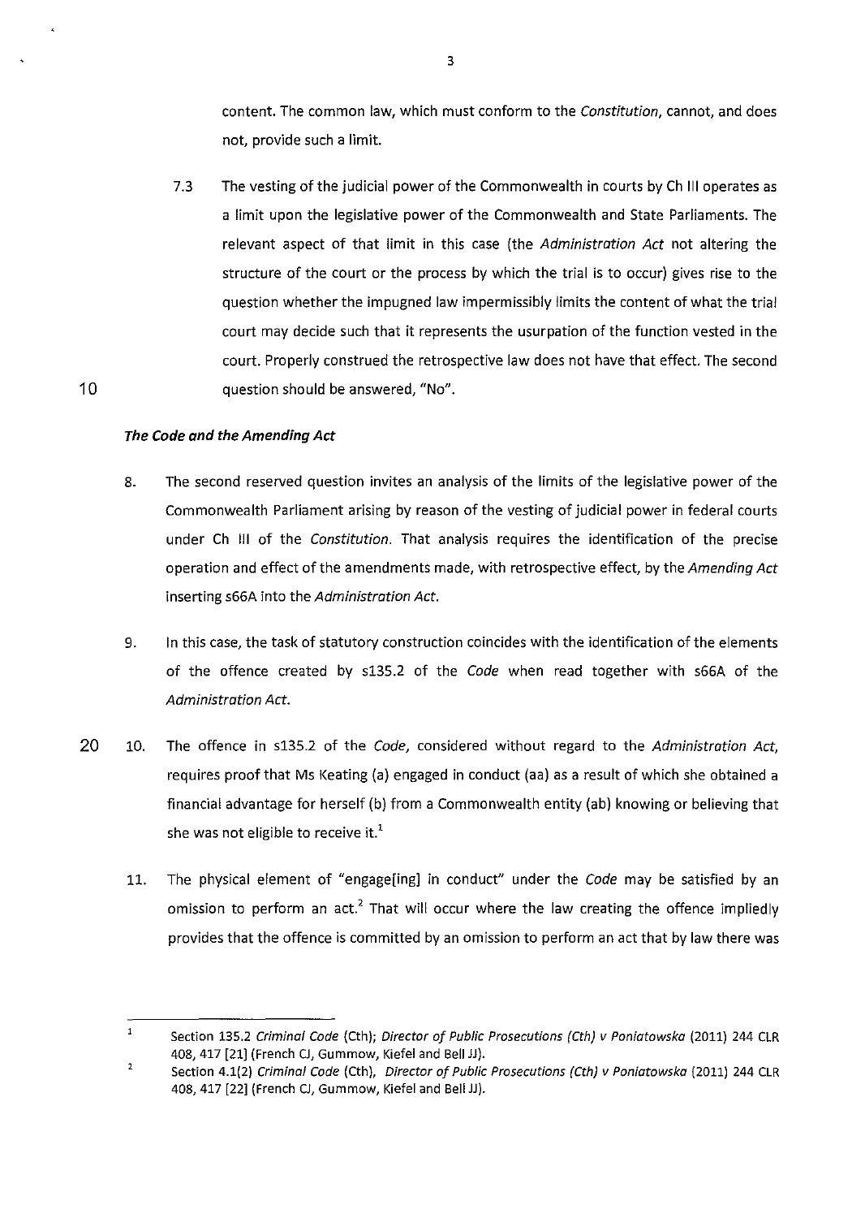content. The common law, which must conform to the *Constitution*, cannot, and does not, provide such a limit.

7.3 The vesting of the judicial power of the Commonwealth in courts by Ch III operates as a limit upon the legislative power of the Commonwealth and State Parliaments. The relevant aspect of that limit in this case (the *Administration Act* not altering the structure of the court or the process by which the trial is to occur) gives rise to the question whether the impugned law impermissibly limits the content of what the trial court may decide such that it represents the usurpation of the function vested in the court. Properly construed the retrospective law does not have that effect. The second question should be answered, "No".

### *The Code and the Amending Act*

8. The second reserved question invites an analysis of the limits of the legislative power of the Commonwealth Parliament arising by reason of the vesting of judicial power in federal courts under Ch III of the *Constitution*. That analysis requires the identification of the precise operation and effect of the amendments made, with retrospective effect, by the *Amending Act* inserting s66A into the *Administration Act*.

9. In this case, the task of statutory construction coincides with the identification of the elements of the offence created by s135.2 of the *Code* when read together with s66A of the *Administration Act*.

10. The offence in s135.2 of the *Code*, considered without regard to the *Administration Act*, requires proof that Ms Keating (a) engaged in conduct (aa) as a result of which she obtained a financial advantage for herself (b) from a Commonwealth entity (ab) knowing or believing that she was not eligible to receive it.[1]

11. The physical element of "engage[ing] in conduct" under the *Code* may be satisfied by an omission to perform an act.[2] That will occur where the law creating the offence impliedly provides that the offence is committed by an omission to perform an act that by law there was

---

[1] Section 135.2 *Criminal Code* (Cth); *Director of Public Prosecutions (Cth) v Poniatowska* (2011) 244 CLR 408, 417 [21] (French CJ, Gummow, Kiefel and Bell JJ).

[2] Section 4.1(2) *Criminal Code* (Cth), *Director of Public Prosecutions (Cth) v Poniatowska* (2011) 244 CLR 408, 417 [22] (French CJ, Gummow, Kiefel and Bell JJ).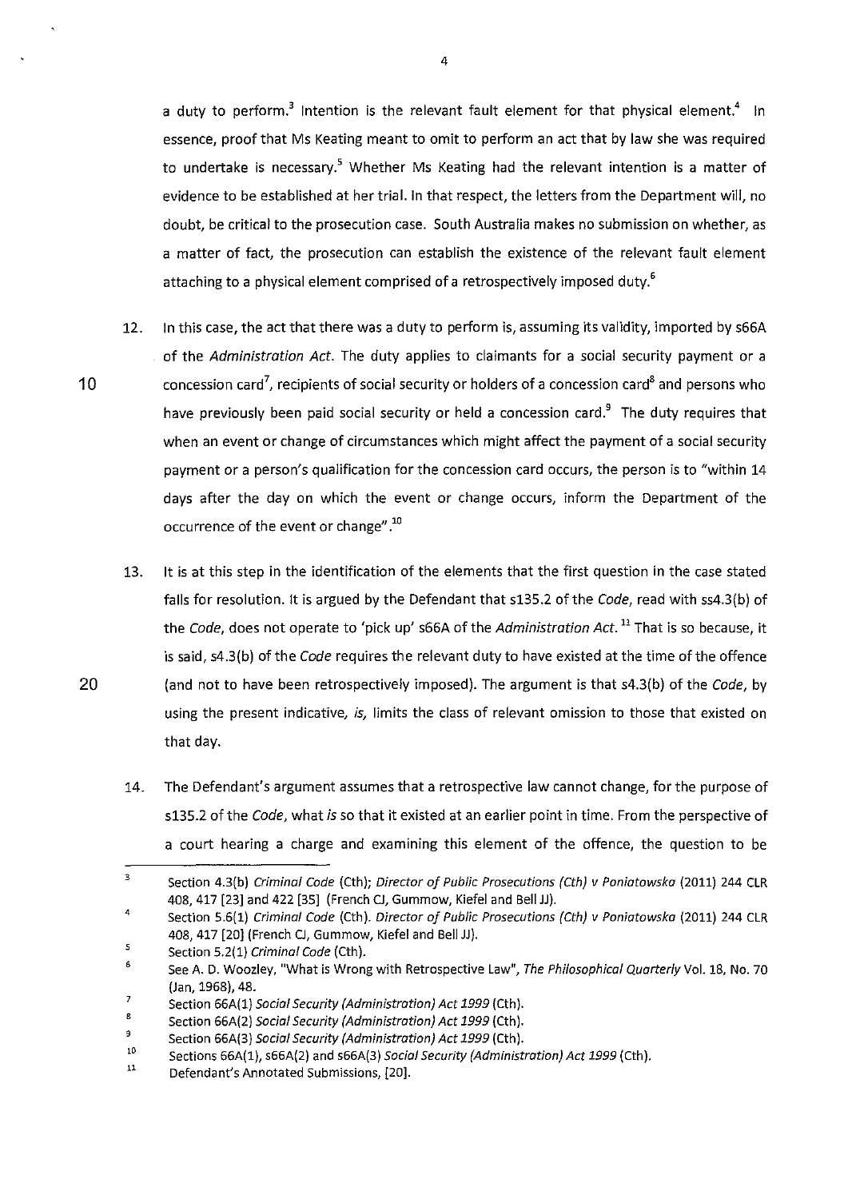a duty to perform.[3] Intention is the relevant fault element for that physical element.[4] In essence, proof that Ms Keating meant to omit to perform an act that by law she was required to undertake is necessary.[5] Whether Ms Keating had the relevant intention is a matter of evidence to be established at her trial. In that respect, the letters from the Department will, no doubt, be critical to the prosecution case. South Australia makes no submission on whether, as a matter of fact, the prosecution can establish the existence of the relevant fault element attaching to a physical element comprised of a retrospectively imposed duty.[6]

12. In this case, the act that there was a duty to perform is, assuming its validity, imported by s66A of the *Administration Act*. The duty applies to claimants for a social security payment or a concession card[7], recipients of social security or holders of a concession card[8] and persons who have previously been paid social security or held a concession card.[9] The duty requires that when an event or change of circumstances which might affect the payment of a social security payment or a person's qualification for the concession card occurs, the person is to "within 14 days after the day on which the event or change occurs, inform the Department of the occurrence of the event or change".[10]

13. It is at this step in the identification of the elements that the first question in the case stated falls for resolution. It is argued by the Defendant that s135.2 of the *Code*, read with ss4.3(b) of the *Code*, does not operate to 'pick up' s66A of the *Administration Act*.[11] That is so because, it is said, s4.3(b) of the *Code* requires the relevant duty to have existed at the time of the offence (and not to have been retrospectively imposed). The argument is that s4.3(b) of the *Code*, by using the present indicative, *is*, limits the class of relevant omission to those that existed on that day.

14. The Defendant's argument assumes that a retrospective law cannot change, for the purpose of s135.2 of the *Code*, what *is* so that it existed at an earlier point in time. From the perspective of a court hearing a charge and examining this element of the offence, the question to be

---

3. Section 4.3(b) *Criminal Code* (Cth); *Director of Public Prosecutions (Cth) v Poniatowska* (2011) 244 CLR 408, 417 [23] and 422 [35] (French CJ, Gummow, Kiefel and Bell JJ).
4. Section 5.6(1) *Criminal Code* (Cth). *Director of Public Prosecutions (Cth) v Poniatowska* (2011) 244 CLR 408, 417 [20] (French CJ, Gummow, Kiefel and Bell JJ).
5. Section 5.2(1) *Criminal Code* (Cth).
6. See A. D. Woozley, "What is Wrong with Retrospective Law", *The Philosophical Quarterly* Vol. 18, No. 70 (Jan, 1968), 48.
7. Section 66A(1) *Social Security (Administration) Act 1999* (Cth).
8. Section 66A(2) *Social Security (Administration) Act 1999* (Cth).
9. Section 66A(3) *Social Security (Administration) Act 1999* (Cth).
10. Sections 66A(1), s66A(2) and s66A(3) *Social Security (Administration) Act 1999* (Cth).
11. Defendant's Annotated Submissions, [20].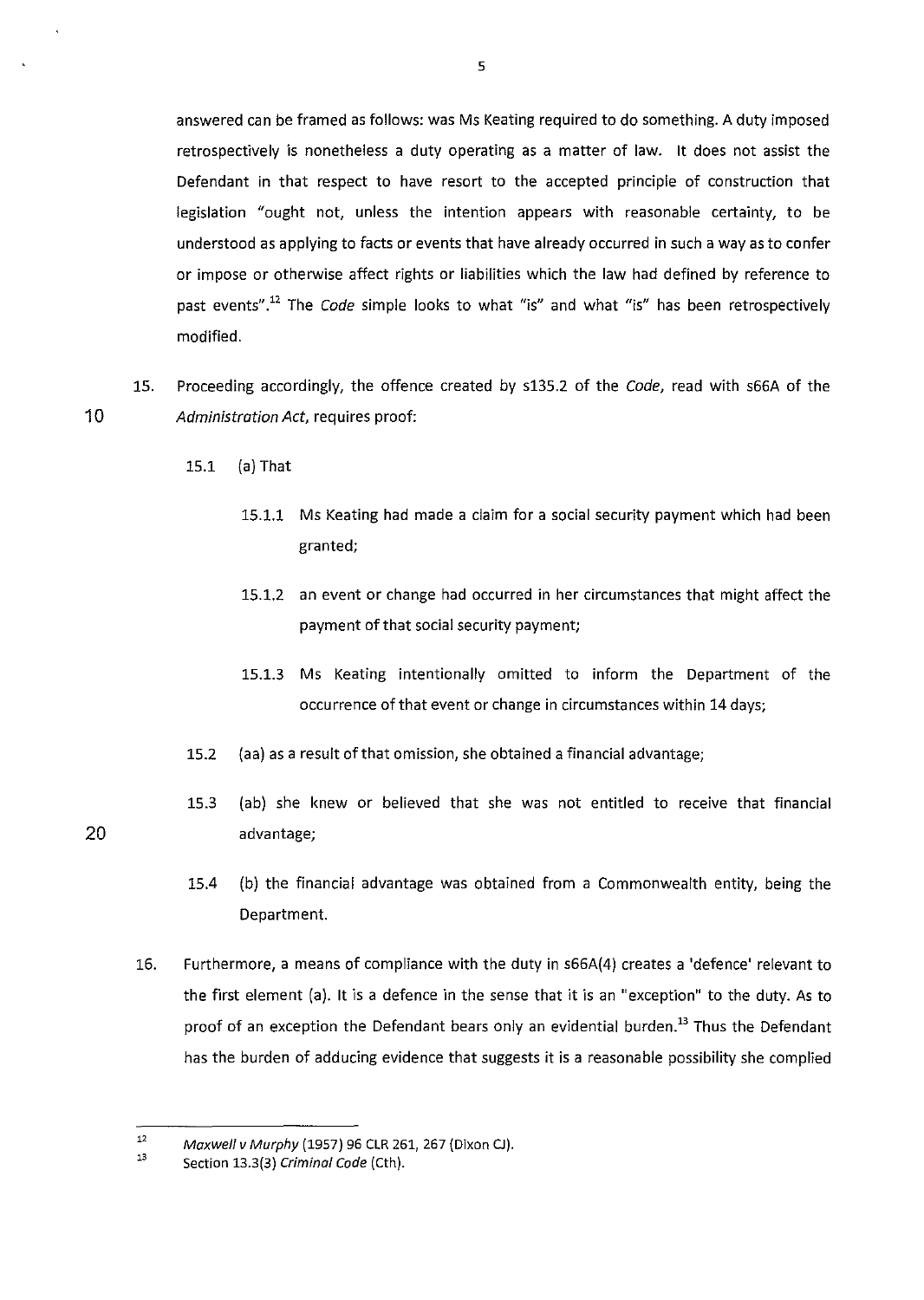answered can be framed as follows: was Ms Keating required to do something. A duty imposed retrospectively is nonetheless a duty operating as a matter of law. It does not assist the Defendant in that respect to have resort to the accepted principle of construction that legislation "ought not, unless the intention appears with reasonable certainty, to be understood as applying to facts or events that have already occurred in such a way as to confer or impose or otherwise affect rights or liabilities which the law had defined by reference to past events".[12] The *Code* simple looks to what "is" and what "is" has been retrospectively modified.

15. Proceeding accordingly, the offence created by s135.2 of the *Code*, read with s66A of the *Administration Act*, requires proof:

    15.1 (a) That

    15.1.1 Ms Keating had made a claim for a social security payment which had been granted;

    15.1.2 an event or change had occurred in her circumstances that might affect the payment of that social security payment;

    15.1.3 Ms Keating intentionally omitted to inform the Department of the occurrence of that event or change in circumstances within 14 days;

    15.2 (aa) as a result of that omission, she obtained a financial advantage;

    15.3 (ab) she knew or believed that she was not entitled to receive that financial advantage;

    15.4 (b) the financial advantage was obtained from a Commonwealth entity, being the Department.

16. Furthermore, a means of compliance with the duty in s66A(4) creates a 'defence' relevant to the first element (a). It is a defence in the sense that it is an "exception" to the duty. As to proof of an exception the Defendant bears only an evidential burden.[13] Thus the Defendant has the burden of adducing evidence that suggests it is a reasonable possibility she complied

---

[12] *Maxwell v Murphy* (1957) 96 CLR 261, 267 (Dixon CJ).

[13] Section 13.3(3) *Criminal Code* (Cth).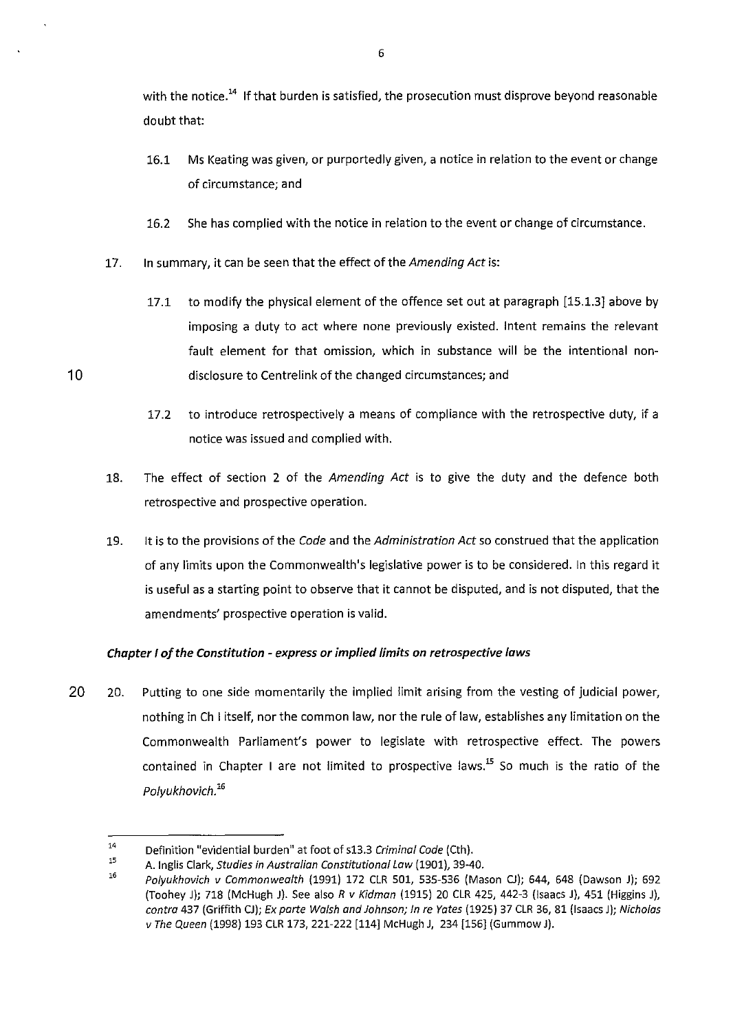with the notice.[14] If that burden is satisfied, the prosecution must disprove beyond reasonable doubt that:

16.1 Ms Keating was given, or purportedly given, a notice in relation to the event or change of circumstance; and

16.2 She has complied with the notice in relation to the event or change of circumstance.

17. In summary, it can be seen that the effect of the *Amending Act* is:

17.1 to modify the physical element of the offence set out at paragraph [15.1.3] above by imposing a duty to act where none previously existed. Intent remains the relevant fault element for that omission, which in substance will be the intentional non-disclosure to Centrelink of the changed circumstances; and

17.2 to introduce retrospectively a means of compliance with the retrospective duty, if a notice was issued and complied with.

18. The effect of section 2 of the *Amending Act* is to give the duty and the defence both retrospective and prospective operation.

19. It is to the provisions of the *Code* and the *Administration Act* so construed that the application of any limits upon the Commonwealth's legislative power is to be considered. In this regard it is useful as a starting point to observe that it cannot be disputed, and is not disputed, that the amendments' prospective operation is valid.

***Chapter I of the Constitution - express or implied limits on retrospective laws***

20. Putting to one side momentarily the implied limit arising from the vesting of judicial power, nothing in Ch I itself, nor the common law, nor the rule of law, establishes any limitation on the Commonwealth Parliament's power to legislate with retrospective effect. The powers contained in Chapter I are not limited to prospective laws.[15] So much is the ratio of the *Polyukhovich*.[16]

---

[14] Definition "evidential burden" at foot of s13.3 *Criminal Code* (Cth).

[15] A. Inglis Clark, *Studies in Australian Constitutional Law* (1901), 39-40.

[16] *Polyukhovich v Commonwealth* (1991) 172 CLR 501, 535-536 (Mason CJ); 644, 648 (Dawson J); 692 (Toohey J); 718 (McHugh J). See also *R v Kidman* (1915) 20 CLR 425, 442-3 (Isaacs J), 451 (Higgins J), *contra* 437 (Griffith CJ); *Ex parte Walsh and Johnson; In re Yates* (1925) 37 CLR 36, 81 (Isaacs J); *Nicholas v The Queen* (1998) 193 CLR 173, 221-222 [114] McHugh J, 234 [156] (Gummow J).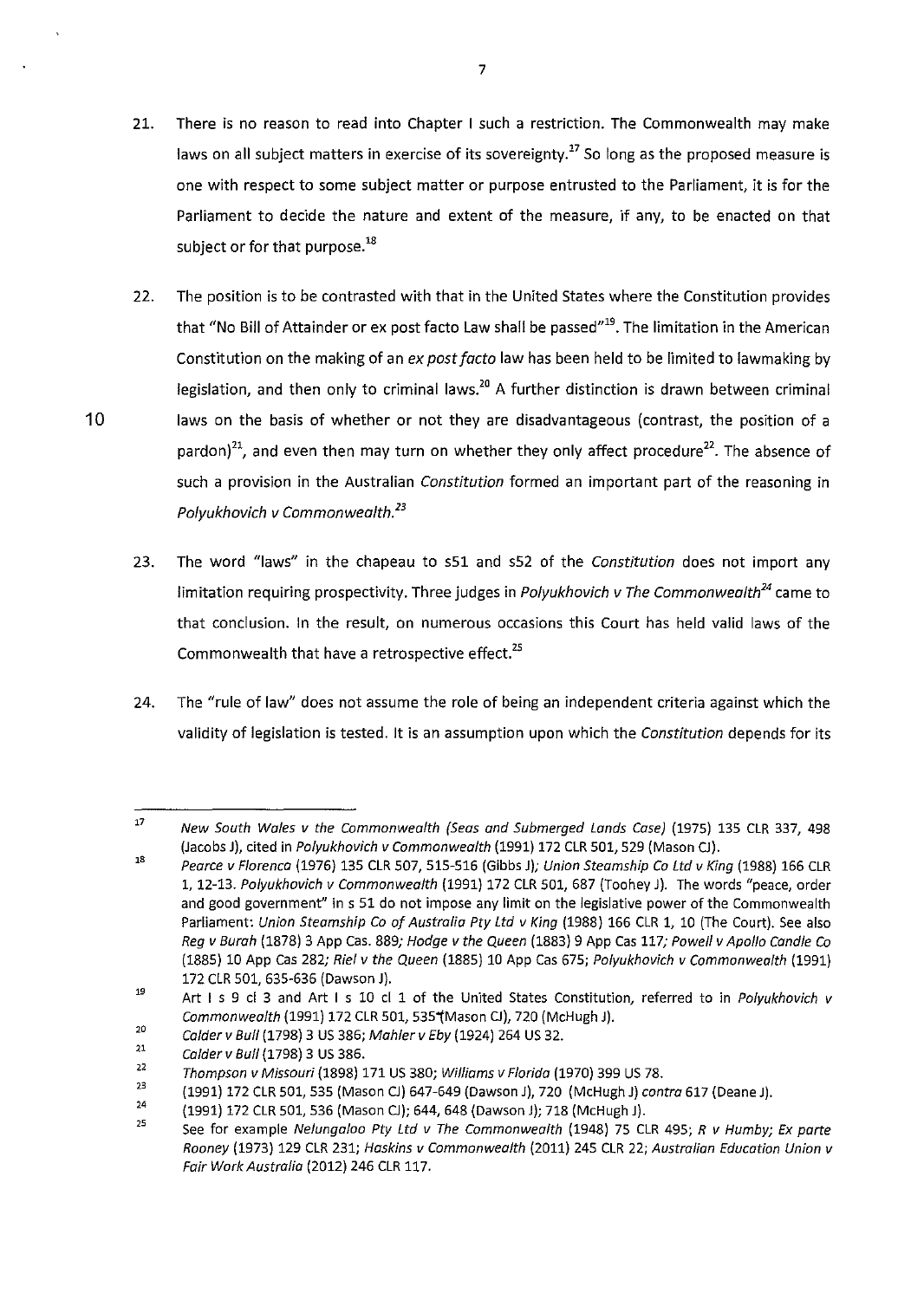21. There is no reason to read into Chapter I such a restriction. The Commonwealth may make laws on all subject matters in exercise of its sovereignty.[17] So long as the proposed measure is one with respect to some subject matter or purpose entrusted to the Parliament, it is for the Parliament to decide the nature and extent of the measure, if any, to be enacted on that subject or for that purpose.[18]

22. The position is to be contrasted with that in the United States where the Constitution provides that "No Bill of Attainder or ex post facto Law shall be passed"[19]. The limitation in the American Constitution on the making of an *ex post facto* law has been held to be limited to lawmaking by legislation, and then only to criminal laws.[20] A further distinction is drawn between criminal laws on the basis of whether or not they are disadvantageous (contrast, the position of a pardon)[21], and even then may turn on whether they only affect procedure[22]. The absence of such a provision in the Australian *Constitution* formed an important part of the reasoning in *Polyukhovich v Commonwealth.*[23]

23. The word "laws" in the chapeau to s51 and s52 of the *Constitution* does not import any limitation requiring prospectivity. Three judges in *Polyukhovich v The Commonwealth*[24] came to that conclusion. In the result, on numerous occasions this Court has held valid laws of the Commonwealth that have a retrospective effect.[25]

24. The "rule of law" does not assume the role of being an independent criteria against which the validity of legislation is tested. It is an assumption upon which the *Constitution* depends for its

---

[17] *New South Wales v the Commonwealth (Seas and Submerged Lands Case)* (1975) 135 CLR 337, 498 (Jacobs J), cited in *Polyukhovich v Commonwealth* (1991) 172 CLR 501, 529 (Mason CJ).

[18] *Pearce v Florenca* (1976) 135 CLR 507, 515-516 (Gibbs J); *Union Steamship Co Ltd v King* (1988) 166 CLR 1, 12-13. *Polyukhovich v Commonwealth* (1991) 172 CLR 501, 687 (Toohey J). The words "peace, order and good government" in s 51 do not impose any limit on the legislative power of the Commonwealth Parliament: *Union Steamship Co of Australia Pty Ltd v King* (1988) 166 CLR 1, 10 (The Court). See also *Reg v Burah* (1878) 3 App Cas. 889; *Hodge v the Queen* (1883) 9 App Cas 117; *Powell v Apollo Candle Co* (1885) 10 App Cas 282; *Riel v the Queen* (1885) 10 App Cas 675; *Polyukhovich v Commonwealth* (1991) 172 CLR 501, 635-636 (Dawson J).

[19] Art I s 9 cl 3 and Art I s 10 cl 1 of the United States Constitution, referred to in *Polyukhovich v Commonwealth* (1991) 172 CLR 501, 535 (Mason CJ), 720 (McHugh J).

[20] *Calder v Bull* (1798) 3 US 386; *Mahler v Eby* (1924) 264 US 32.

[21] *Calder v Bull* (1798) 3 US 386.

[22] *Thompson v Missouri* (1898) 171 US 380; *Williams v Florida* (1970) 399 US 78.

[23] (1991) 172 CLR 501, 535 (Mason CJ) 647-649 (Dawson J), 720 (McHugh J) *contra* 617 (Deane J).

[24] (1991) 172 CLR 501, 536 (Mason CJ); 644, 648 (Dawson J); 718 (McHugh J).

[25] See for example *Nelungaloo Pty Ltd v The Commonwealth* (1948) 75 CLR 495; *R v Humby; Ex parte Rooney* (1973) 129 CLR 231; *Haskins v Commonwealth* (2011) 245 CLR 22; *Australian Education Union v Fair Work Australia* (2012) 246 CLR 117.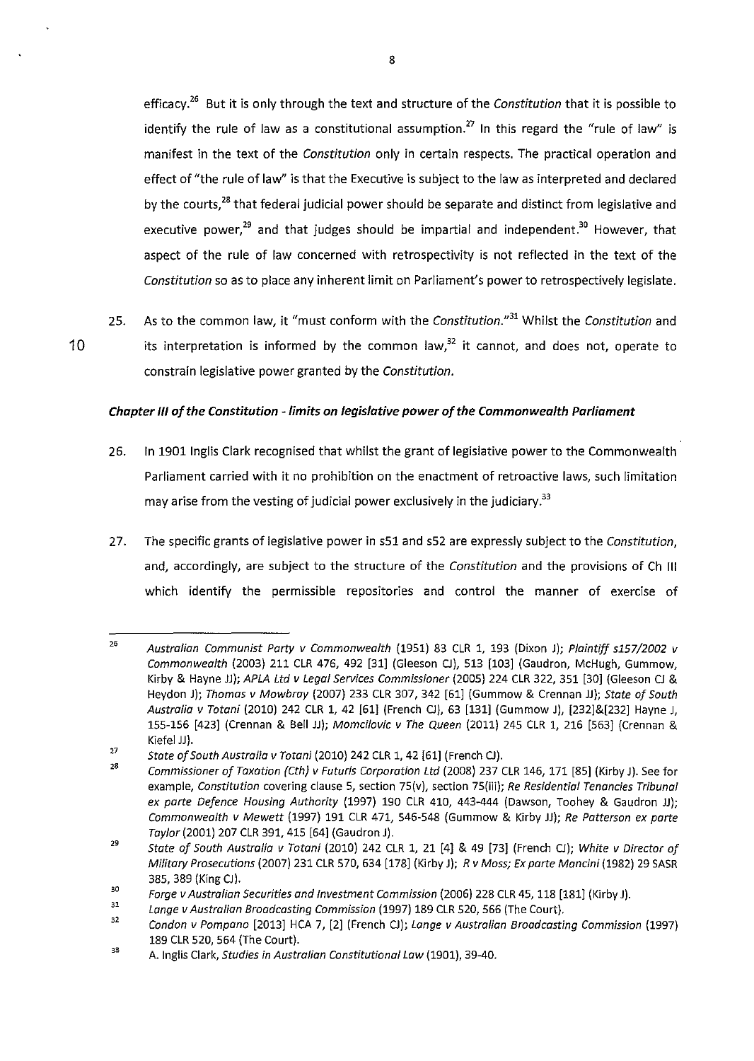efficacy.[26] But it is only through the text and structure of the *Constitution* that it is possible to identify the rule of law as a constitutional assumption.[27] In this regard the "rule of law" is manifest in the text of the *Constitution* only in certain respects. The practical operation and effect of "the rule of law" is that the Executive is subject to the law as interpreted and declared by the courts,[28] that federal judicial power should be separate and distinct from legislative and executive power,[29] and that judges should be impartial and independent.[30] However, that aspect of the rule of law concerned with retrospectivity is not reflected in the text of the *Constitution* so as to place any inherent limit on Parliament's power to retrospectively legislate.

25. As to the common law, it "must conform with the *Constitution*."[31] Whilst the *Constitution* and its interpretation is informed by the common law,[32] it cannot, and does not, operate to constrain legislative power granted by the *Constitution*.

***Chapter III of the Constitution - limits on legislative power of the Commonwealth Parliament***

26. In 1901 Inglis Clark recognised that whilst the grant of legislative power to the Commonwealth Parliament carried with it no prohibition on the enactment of retroactive laws, such limitation may arise from the vesting of judicial power exclusively in the judiciary.[33]

27. The specific grants of legislative power in s51 and s52 are expressly subject to the *Constitution*, and, accordingly, are subject to the structure of the *Constitution* and the provisions of Ch III which identify the permissible repositories and control the manner of exercise of

---

[26] *Australian Communist Party v Commonwealth* (1951) 83 CLR 1, 193 (Dixon J); *Plaintiff s157/2002 v Commonwealth* (2003) 211 CLR 476, 492 [31] (Gleeson CJ), 513 [103] (Gaudron, McHugh, Gummow, Kirby & Hayne JJ); *APLA Ltd v Legal Services Commissioner* (2005) 224 CLR 322, 351 [30] (Gleeson CJ & Heydon J); *Thomas v Mowbray* (2007) 233 CLR 307, 342 [61] (Gummow & Crennan JJ); *State of South Australia v Totani* (2010) 242 CLR 1, 42 [61] (French CJ), 63 [131] (Gummow J), [232]&[232] Hayne J, 155-156 [423] (Crennan & Bell JJ); *Momcilovic v The Queen* (2011) 245 CLR 1, 216 [563] (Crennan & Kiefel JJ).

[27] *State of South Australia v Totani* (2010) 242 CLR 1, 42 [61] (French CJ).

[28] *Commissioner of Taxation (Cth) v Futuris Corporation Ltd* (2008) 237 CLR 146, 171 [85] (Kirby J). See for example, *Constitution* covering clause 5, section 75(v), section 75(iii); *Re Residential Tenancies Tribunal ex parte Defence Housing Authority* (1997) 190 CLR 410, 443-444 (Dawson, Toohey & Gaudron JJ); *Commonwealth v Mewett* (1997) 191 CLR 471, 546-548 (Gummow & Kirby JJ); *Re Patterson ex parte Taylor* (2001) 207 CLR 391, 415 [64] (Gaudron J).

[29] *State of South Australia v Totani* (2010) 242 CLR 1, 21 [4] & 49 [73] (French CJ); *White v Director of Military Prosecutions* (2007) 231 CLR 570, 634 [178] (Kirby J); *R v Moss; Ex parte Mancini* (1982) 29 SASR 385, 389 (King CJ).

[30] *Forge v Australian Securities and Investment Commission* (2006) 228 CLR 45, 118 [181] (Kirby J).

[31] *Lange v Australian Broadcasting Commission* (1997) 189 CLR 520, 566 (The Court).

[32] *Condon v Pompano* [2013] HCA 7, [2] (French CJ); *Lange v Australian Broadcasting Commission* (1997) 189 CLR 520, 564 (The Court).

[33] A. Inglis Clark, *Studies in Australian Constitutional Law* (1901), 39-40.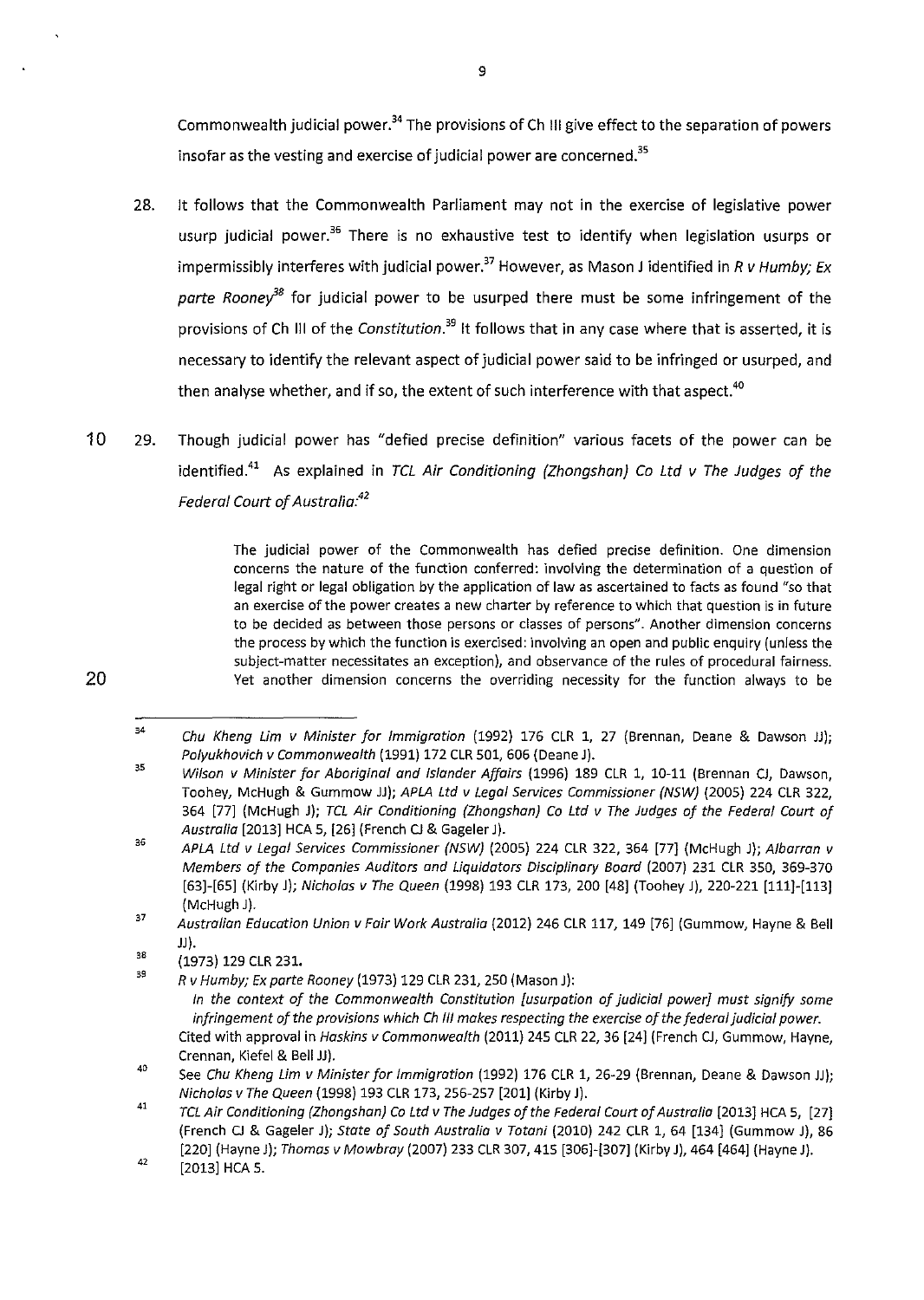Commonwealth judicial power.[34] The provisions of Ch III give effect to the separation of powers insofar as the vesting and exercise of judicial power are concerned.[35]

28. It follows that the Commonwealth Parliament may not in the exercise of legislative power usurp judicial power.[36] There is no exhaustive test to identify when legislation usurps or impermissibly interferes with judicial power.[37] However, as Mason J identified in *R v Humby; Ex parte Rooney*[38] for judicial power to be usurped there must be some infringement of the provisions of Ch III of the *Constitution*.[39] It follows that in any case where that is asserted, it is necessary to identify the relevant aspect of judicial power said to be infringed or usurped, and then analyse whether, and if so, the extent of such interference with that aspect.[40]

29. Though judicial power has "defied precise definition" various facets of the power can be identified.[41] As explained in *TCL Air Conditioning (Zhongshan) Co Ltd v The Judges of the Federal Court of Australia*:[42]

> The judicial power of the Commonwealth has defied precise definition. One dimension concerns the nature of the function conferred: involving the determination of a question of legal right or legal obligation by the application of law as ascertained to facts as found "so that an exercise of the power creates a new charter by reference to which that question is in future to be decided as between those persons or classes of persons". Another dimension concerns the process by which the function is exercised: involving an open and public enquiry (unless the subject-matter necessitates an exception), and observance of the rules of procedural fairness. Yet another dimension concerns the overriding necessity for the function always to be

---

34. *Chu Kheng Lim v Minister for Immigration* (1992) 176 CLR 1, 27 (Brennan, Deane & Dawson JJ); *Polyukhovich v Commonwealth* (1991) 172 CLR 501, 606 (Deane J).
35. *Wilson v Minister for Aboriginal and Islander Affairs* (1996) 189 CLR 1, 10-11 (Brennan CJ, Dawson, Toohey, McHugh & Gummow JJ); *APLA Ltd v Legal Services Commissioner (NSW)* (2005) 224 CLR 322, 364 [77] (McHugh J); *TCL Air Conditioning (Zhongshan) Co Ltd v The Judges of the Federal Court of Australia* [2013] HCA 5, [26] (French CJ & Gageler J).
36. *APLA Ltd v Legal Services Commissioner (NSW)* (2005) 224 CLR 322, 364 [77] (McHugh J); *Albarran v Members of the Companies Auditors and Liquidators Disciplinary Board* (2007) 231 CLR 350, 369-370 [63]-[65] (Kirby J); *Nicholas v The Queen* (1998) 193 CLR 173, 200 [48] (Toohey J), 220-221 [111]-[113] (McHugh J).
37. *Australian Education Union v Fair Work Australia* (2012) 246 CLR 117, 149 [76] (Gummow, Hayne & Bell JJ).
38. (1973) 129 CLR 231.
39. *R v Humby; Ex parte Rooney* (1973) 129 CLR 231, 250 (Mason J):
    *In the context of the Commonwealth Constitution [usurpation of judicial power] must signify some infringement of the provisions which Ch III makes respecting the exercise of the federal judicial power.*
    Cited with approval in *Haskins v Commonwealth* (2011) 245 CLR 22, 36 [24] (French CJ, Gummow, Hayne, Crennan, Kiefel & Bell JJ).
40. See *Chu Kheng Lim v Minister for Immigration* (1992) 176 CLR 1, 26-29 (Brennan, Deane & Dawson JJ); *Nicholas v The Queen* (1998) 193 CLR 173, 256-257 [201] (Kirby J).
41. *TCL Air Conditioning (Zhongshan) Co Ltd v The Judges of the Federal Court of Australia* [2013] HCA 5, [27] (French CJ & Gageler J); *State of South Australia v Totani* (2010) 242 CLR 1, 64 [134] (Gummow J), 86 [220] (Hayne J); *Thomas v Mowbray* (2007) 233 CLR 307, 415 [306]-[307] (Kirby J), 464 [464] (Hayne J).
42. [2013] HCA 5.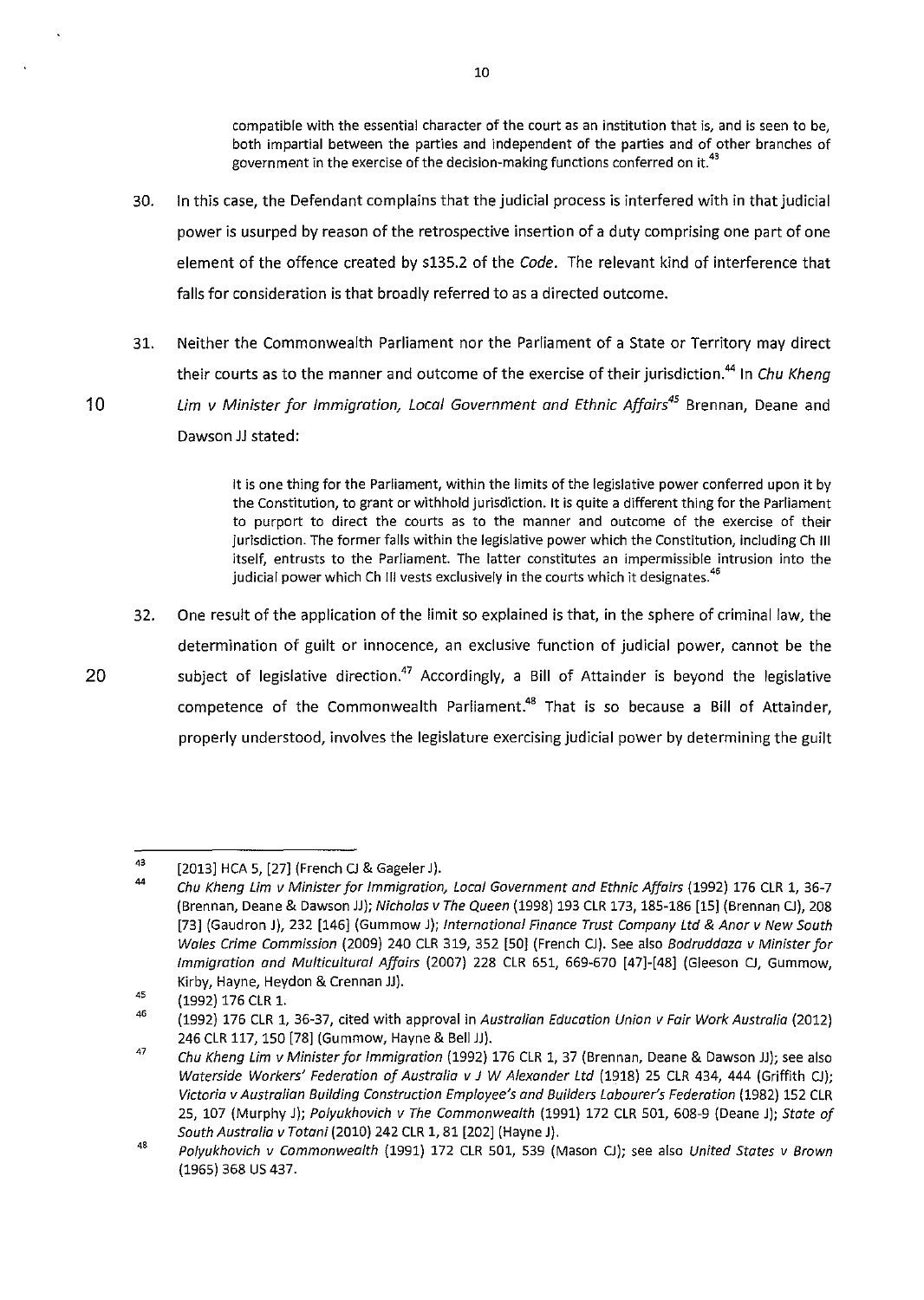> compatible with the essential character of the court as an institution that is, and is seen to be, both impartial between the parties and independent of the parties and of other branches of government in the exercise of the decision-making functions conferred on it.[43]

30. In this case, the Defendant complains that the judicial process is interfered with in that judicial power is usurped by reason of the retrospective insertion of a duty comprising one part of one element of the offence created by s135.2 of the *Code*. The relevant kind of interference that falls for consideration is that broadly referred to as a directed outcome.

31. Neither the Commonwealth Parliament nor the Parliament of a State or Territory may direct their courts as to the manner and outcome of the exercise of their jurisdiction.[44] In *Chu Kheng Lim v Minister for Immigration, Local Government and Ethnic Affairs*[45] Brennan, Deane and Dawson JJ stated:

> It is one thing for the Parliament, within the limits of the legislative power conferred upon it by the Constitution, to grant or withhold jurisdiction. It is quite a different thing for the Parliament to purport to direct the courts as to the manner and outcome of the exercise of their jurisdiction. The former falls within the legislative power which the Constitution, including Ch III itself, entrusts to the Parliament. The latter constitutes an impermissible intrusion into the judicial power which Ch III vests exclusively in the courts which it designates.[46]

32. One result of the application of the limit so explained is that, in the sphere of criminal law, the determination of guilt or innocence, an exclusive function of judicial power, cannot be the subject of legislative direction.[47] Accordingly, a Bill of Attainder is beyond the legislative competence of the Commonwealth Parliament.[48] That is so because a Bill of Attainder, properly understood, involves the legislature exercising judicial power by determining the guilt

---

[43] [2013] HCA 5, [27] (French CJ & Gageler J).

[44] *Chu Kheng Lim v Minister for Immigration, Local Government and Ethnic Affairs* (1992) 176 CLR 1, 36-7 (Brennan, Deane & Dawson JJ); *Nicholas v The Queen* (1998) 193 CLR 173, 185-186 [15] (Brennan CJ), 208 [73] (Gaudron J), 232 [146] (Gummow J); *International Finance Trust Company Ltd & Anor v New South Wales Crime Commission* (2009) 240 CLR 319, 352 [50] (French CJ). See also *Bodruddaza v Minister for Immigration and Multicultural Affairs* (2007) 228 CLR 651, 669-670 [47]-[48] (Gleeson CJ, Gummow, Kirby, Hayne, Heydon & Crennan JJ).

[45] (1992) 176 CLR 1.

[46] (1992) 176 CLR 1, 36-37, cited with approval in *Australian Education Union v Fair Work Australia* (2012) 246 CLR 117, 150 [78] (Gummow, Hayne & Bell JJ).

[47] *Chu Kheng Lim v Minister for Immigration* (1992) 176 CLR 1, 37 (Brennan, Deane & Dawson JJ); see also *Waterside Workers' Federation of Australia v J W Alexander Ltd* (1918) 25 CLR 434, 444 (Griffith CJ); *Victoria v Australian Building Construction Employee's and Builders Labourer's Federation* (1982) 152 CLR 25, 107 (Murphy J); *Polyukhovich v The Commonwealth* (1991) 172 CLR 501, 608-9 (Deane J); *State of South Australia v Totani* (2010) 242 CLR 1, 81 [202] (Hayne J).

[48] *Polyukhovich v Commonwealth* (1991) 172 CLR 501, 539 (Mason CJ); see also *United States v Brown* (1965) 368 US 437.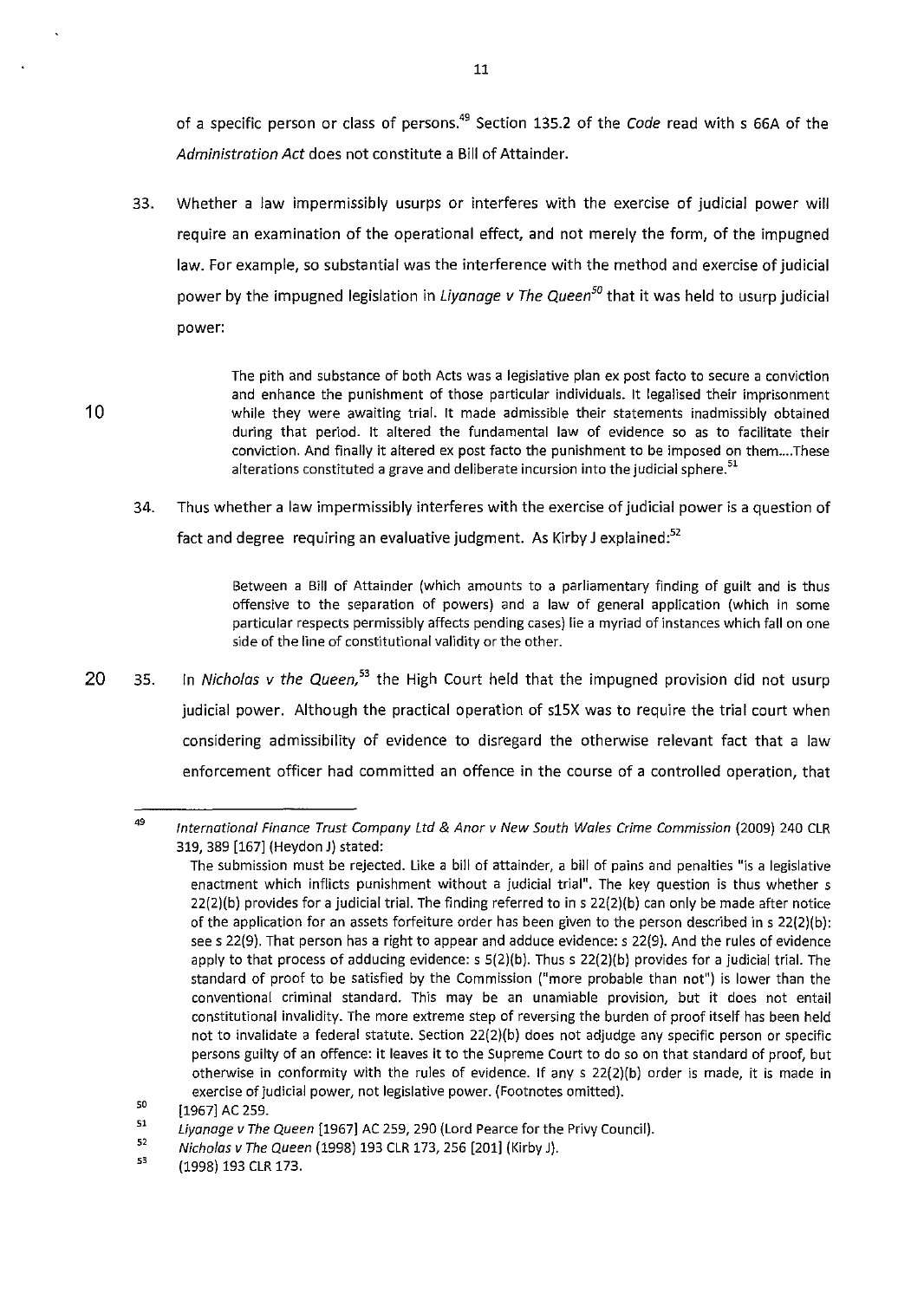of a specific person or class of persons.[49] Section 135.2 of the *Code* read with s 66A of the *Administration Act* does not constitute a Bill of Attainder.

33. Whether a law impermissibly usurps or interferes with the exercise of judicial power will require an examination of the operational effect, and not merely the form, of the impugned law. For example, so substantial was the interference with the method and exercise of judicial power by the impugned legislation in *Liyanage v The Queen*[50] that it was held to usurp judicial power:

> The pith and substance of both Acts was a legislative plan ex post facto to secure a conviction and enhance the punishment of those particular individuals. It legalised their imprisonment while they were awaiting trial. It made admissible their statements inadmissibly obtained during that period. It altered the fundamental law of evidence so as to facilitate their conviction. And finally it altered ex post facto the punishment to be imposed on them....These alterations constituted a grave and deliberate incursion into the judicial sphere.[51]

34. Thus whether a law impermissibly interferes with the exercise of judicial power is a question of fact and degree requiring an evaluative judgment. As Kirby J explained:[52]

> Between a Bill of Attainder (which amounts to a parliamentary finding of guilt and is thus offensive to the separation of powers) and a law of general application (which in some particular respects permissibly affects pending cases) lie a myriad of instances which fall on one side of the line of constitutional validity or the other.

35. In *Nicholas v the Queen*,[53] the High Court held that the impugned provision did not usurp judicial power. Although the practical operation of s15X was to require the trial court when considering admissibility of evidence to disregard the otherwise relevant fact that a law enforcement officer had committed an offence in the course of a controlled operation, that

---

[49] *International Finance Trust Company Ltd & Anor v New South Wales Crime Commission* (2009) 240 CLR 319, 389 [167] (Heydon J) stated:

The submission must be rejected. Like a bill of attainder, a bill of pains and penalties "is a legislative enactment which inflicts punishment without a judicial trial". The key question is thus whether s 22(2)(b) provides for a judicial trial. The finding referred to in s 22(2)(b) can only be made after notice of the application for an assets forfeiture order has been given to the person described in s 22(2)(b): see s 22(9). That person has a right to appear and adduce evidence: s 22(9). And the rules of evidence apply to that process of adducing evidence: s 5(2)(b). Thus s 22(2)(b) provides for a judicial trial. The standard of proof to be satisfied by the Commission ("more probable than not") is lower than the conventional criminal standard. This may be an unamiable provision, but it does not entail constitutional invalidity. The more extreme step of reversing the burden of proof itself has been held not to invalidate a federal statute. Section 22(2)(b) does not adjudge any specific person or specific persons guilty of an offence: it leaves it to the Supreme Court to do so on that standard of proof, but otherwise in conformity with the rules of evidence. If any s 22(2)(b) order is made, it is made in exercise of judicial power, not legislative power. (Footnotes omitted).

[50] [1967] AC 259.

[51] *Liyanage v The Queen* [1967] AC 259, 290 (Lord Pearce for the Privy Council).

[52] *Nicholas v The Queen* (1998) 193 CLR 173, 256 [201] (Kirby J).

[53] (1998) 193 CLR 173.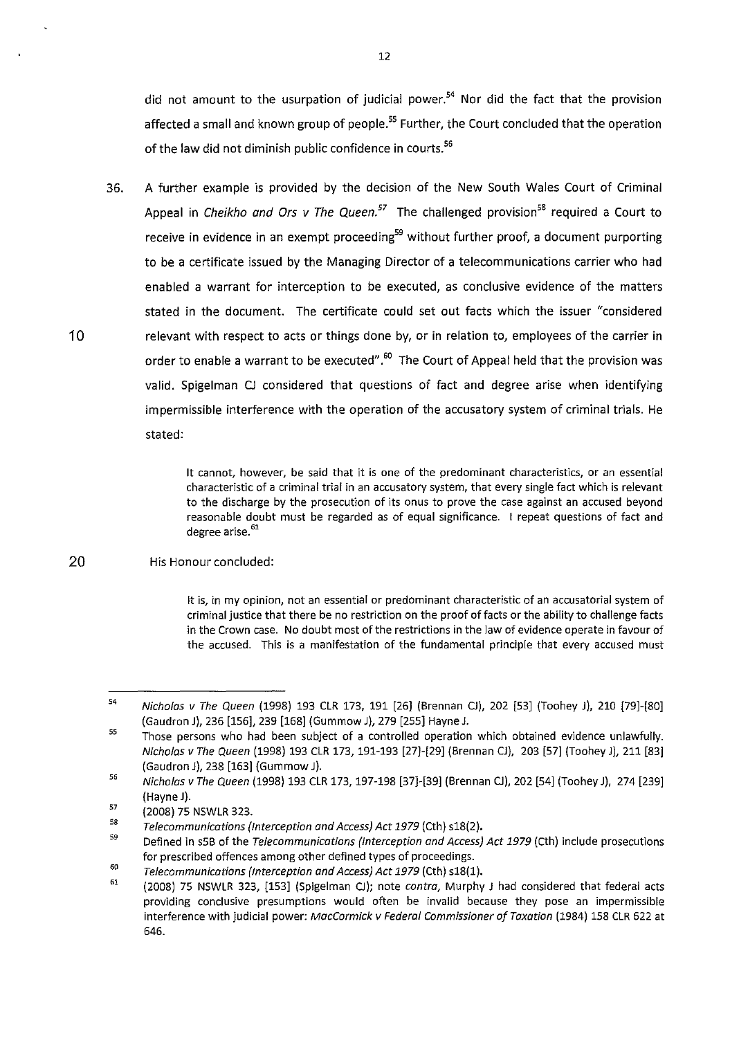did not amount to the usurpation of judicial power.[54] Nor did the fact that the provision affected a small and known group of people.[55] Further, the Court concluded that the operation of the law did not diminish public confidence in courts.[56]

36. A further example is provided by the decision of the New South Wales Court of Criminal Appeal in *Cheikho and Ors v The Queen.*[57] The challenged provision[58] required a Court to receive in evidence in an exempt proceeding[59] without further proof, a document purporting to be a certificate issued by the Managing Director of a telecommunications carrier who had enabled a warrant for interception to be executed, as conclusive evidence of the matters stated in the document. The certificate could set out facts which the issuer "considered relevant with respect to acts or things done by, or in relation to, employees of the carrier in order to enable a warrant to be executed".[60] The Court of Appeal held that the provision was valid. Spigelman CJ considered that questions of fact and degree arise when identifying impermissible interference with the operation of the accusatory system of criminal trials. He stated:

> It cannot, however, be said that it is one of the predominant characteristics, or an essential characteristic of a criminal trial in an accusatory system, that every single fact which is relevant to the discharge by the prosecution of its onus to prove the case against an accused beyond reasonable doubt must be regarded as of equal significance. I repeat questions of fact and degree arise.[61]

His Honour concluded:

> It is, in my opinion, not an essential or predominant characteristic of an accusatorial system of criminal justice that there be no restriction on the proof of facts or the ability to challenge facts in the Crown case. No doubt most of the restrictions in the law of evidence operate in favour of the accused. This is a manifestation of the fundamental principle that every accused must

---

[54] *Nicholas v The Queen* (1998) 193 CLR 173, 191 [26] (Brennan CJ), 202 [53] (Toohey J), 210 [79]-[80] (Gaudron J), 236 [156], 239 [168] (Gummow J), 279 [255] Hayne J.

[55] Those persons who had been subject of a controlled operation which obtained evidence unlawfully. *Nicholas v The Queen* (1998) 193 CLR 173, 191-193 [27]-[29] (Brennan CJ), 203 [57] (Toohey J), 211 [83] (Gaudron J), 238 [163] (Gummow J).

[56] *Nicholas v The Queen* (1998) 193 CLR 173, 197-198 [37]-[39] (Brennan CJ), 202 [54] (Toohey J), 274 [239] (Hayne J).

[57] (2008) 75 NSWLR 323.

[58] *Telecommunications (Interception and Access) Act 1979* (Cth) s18(2).

[59] Defined in s5B of the *Telecommunications (Interception and Access) Act 1979* (Cth) include prosecutions for prescribed offences among other defined types of proceedings.

[60] *Telecommunications (Interception and Access) Act 1979* (Cth) s18(1).

[61] (2008) 75 NSWLR 323, [153] (Spigelman CJ); note *contra,* Murphy J had considered that federal acts providing conclusive presumptions would often be invalid because they pose an impermissible interference with judicial power: *MacCormick v Federal Commissioner of Taxation* (1984) 158 CLR 622 at 646.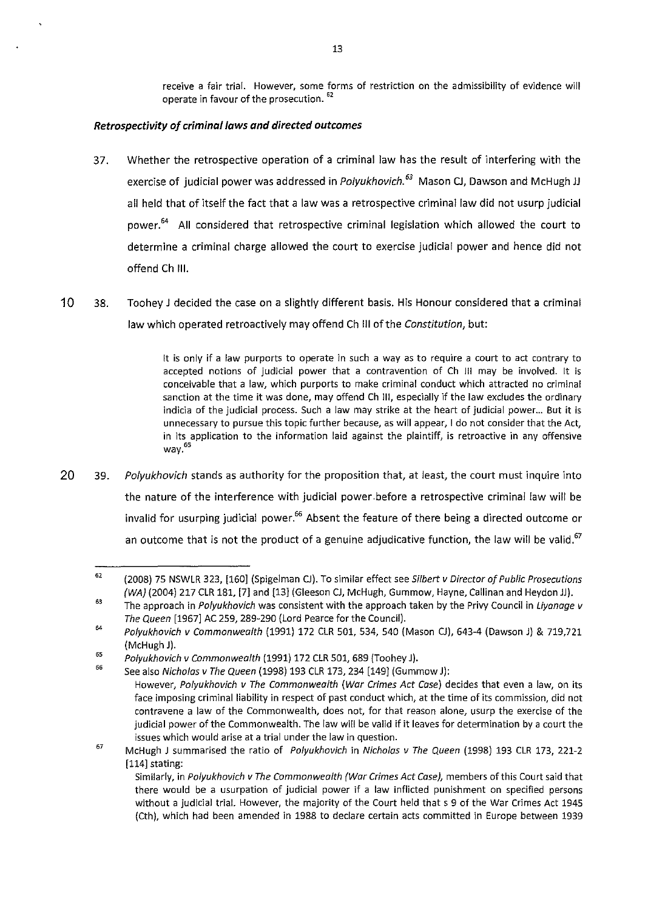receive a fair trial. However, some forms of restriction on the admissibility of evidence will operate in favour of the prosecution. [62]

### *Retrospectivity of criminal laws and directed outcomes*

37. Whether the retrospective operation of a criminal law has the result of interfering with the exercise of judicial power was addressed in *Polyukhovich.*[63] Mason CJ, Dawson and McHugh JJ all held that of itself the fact that a law was a retrospective criminal law did not usurp judicial power.[64] All considered that retrospective criminal legislation which allowed the court to determine a criminal charge allowed the court to exercise judicial power and hence did not offend Ch III.

38. Toohey J decided the case on a slightly different basis. His Honour considered that a criminal law which operated retroactively may offend Ch III of the *Constitution*, but:

> It is only if a law purports to operate in such a way as to require a court to act contrary to accepted notions of judicial power that a contravention of Ch III may be involved. It is conceivable that a law, which purports to make criminal conduct which attracted no criminal sanction at the time it was done, may offend Ch III, especially if the law excludes the ordinary indicia of the judicial process. Such a law may strike at the heart of judicial power... But it is unnecessary to pursue this topic further because, as will appear, I do not consider that the Act, in its application to the information laid against the plaintiff, is retroactive in any offensive way.[65]

39. *Polyukhovich* stands as authority for the proposition that, at least, the court must inquire into the nature of the interference with judicial power before a retrospective criminal law will be invalid for usurping judicial power.[66] Absent the feature of there being a directed outcome or an outcome that is not the product of a genuine adjudicative function, the law will be valid.[67]

---

[62] (2008) 75 NSWLR 323, [160] (Spigelman CJ). To similar effect see *Silbert v Director of Public Prosecutions (WA)* (2004) 217 CLR 181, [7] and [13] (Gleeson CJ, McHugh, Gummow, Hayne, Callinan and Heydon JJ).

[63] The approach in *Polyukhovich* was consistent with the approach taken by the Privy Council in *Liyanage v The Queen* [1967] AC 259, 289-290 (Lord Pearce for the Council).

[64] *Polyukhovich v Commonwealth* (1991) 172 CLR 501, 534, 540 (Mason CJ), 643-4 (Dawson J) & 719,721 (McHugh J).

[65] *Polyukhovich v Commonwealth* (1991) 172 CLR 501, 689 (Toohey J).

[66] See also *Nicholas v The Queen* (1998) 193 CLR 173, 234 [149] (Gummow J):

> However, *Polyukhovich v The Commonwealth* (*War Crimes Act Case*) decides that even a law, on its face imposing criminal liability in respect of past conduct which, at the time of its commission, did not contravene a law of the Commonwealth, does not, for that reason alone, usurp the exercise of the judicial power of the Commonwealth. The law will be valid if it leaves for determination by a court the issues which would arise at a trial under the law in question.

[67] McHugh J summarised the ratio of *Polyukhovich* in *Nicholas v The Queen* (1998) 193 CLR 173, 221-2 [114] stating:

> Similarly, in *Polyukhovich v The Commonwealth (War Crimes Act Case)*, members of this Court said that there would be a usurpation of judicial power if a law inflicted punishment on specified persons without a judicial trial. However, the majority of the Court held that s 9 of the War Crimes Act 1945 (Cth), which had been amended in 1988 to declare certain acts committed in Europe between 1939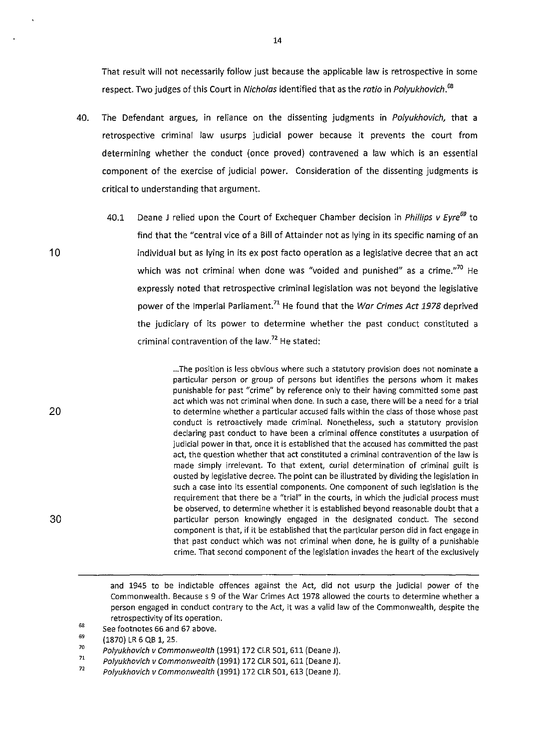That result will not necessarily follow just because the applicable law is retrospective in some respect. Two judges of this Court in *Nicholas* identified that as the *ratio* in *Polyukhovich*.[68]

40. The Defendant argues, in reliance on the dissenting judgments in *Polyukhovich*, that a retrospective criminal law usurps judicial power because it prevents the court from determining whether the conduct (once proved) contravened a law which is an essential component of the exercise of judicial power. Consideration of the dissenting judgments is critical to understanding that argument.

    40.1 Deane J relied upon the Court of Exchequer Chamber decision in *Phillips v Eyre*[69] to find that the "central vice of a Bill of Attainder not as lying in its specific naming of an individual but as lying in its ex post facto operation as a legislative decree that an act which was not criminal when done was "voided and punished" as a crime."[70] He expressly noted that retrospective criminal legislation was not beyond the legislative power of the Imperial Parliament.[71] He found that the *War Crimes Act 1978* deprived the judiciary of its power to determine whether the past conduct constituted a criminal contravention of the law.[72] He stated:

    > ...The position is less obvious where such a statutory provision does not nominate a particular person or group of persons but identifies the persons whom it makes punishable for past "crime" by reference only to their having committed some past act which was not criminal when done. In such a case, there will be a need for a trial to determine whether a particular accused falls within the class of those whose past conduct is retroactively made criminal. Nonetheless, such a statutory provision declaring past conduct to have been a criminal offence constitutes a usurpation of judicial power in that, once it is established that the accused has committed the past act, the question whether that act constituted a criminal contravention of the law is made simply irrelevant. To that extent, curial determination of criminal guilt is ousted by legislative decree. The point can be illustrated by dividing the legislation in such a case into its essential components. One component of such legislation is the requirement that there be a "trial" in the courts, in which the judicial process must be observed, to determine whether it is established beyond reasonable doubt that a particular person knowingly engaged in the designated conduct. The second component is that, if it be established that the particular person did in fact engage in that past conduct which was not criminal when done, he is guilty of a punishable crime. That second component of the legislation invades the heart of the exclusively

---

and 1945 to be indictable offences against the Act, did not usurp the judicial power of the Commonwealth. Because s 9 of the War Crimes Act 1978 allowed the courts to determine whether a person engaged in conduct contrary to the Act, it was a valid law of the Commonwealth, despite the retrospectivity of its operation.

[68] See footnotes 66 and 67 above.

[69] (1870) LR 6 QB 1, 25.

[70] *Polyukhovich v Commonwealth* (1991) 172 CLR 501, 611 (Deane J).

[71] *Polyukhovich v Commonwealth* (1991) 172 CLR 501, 611 (Deane J).

[72] *Polyukhovich v Commonwealth* (1991) 172 CLR 501, 613 (Deane J).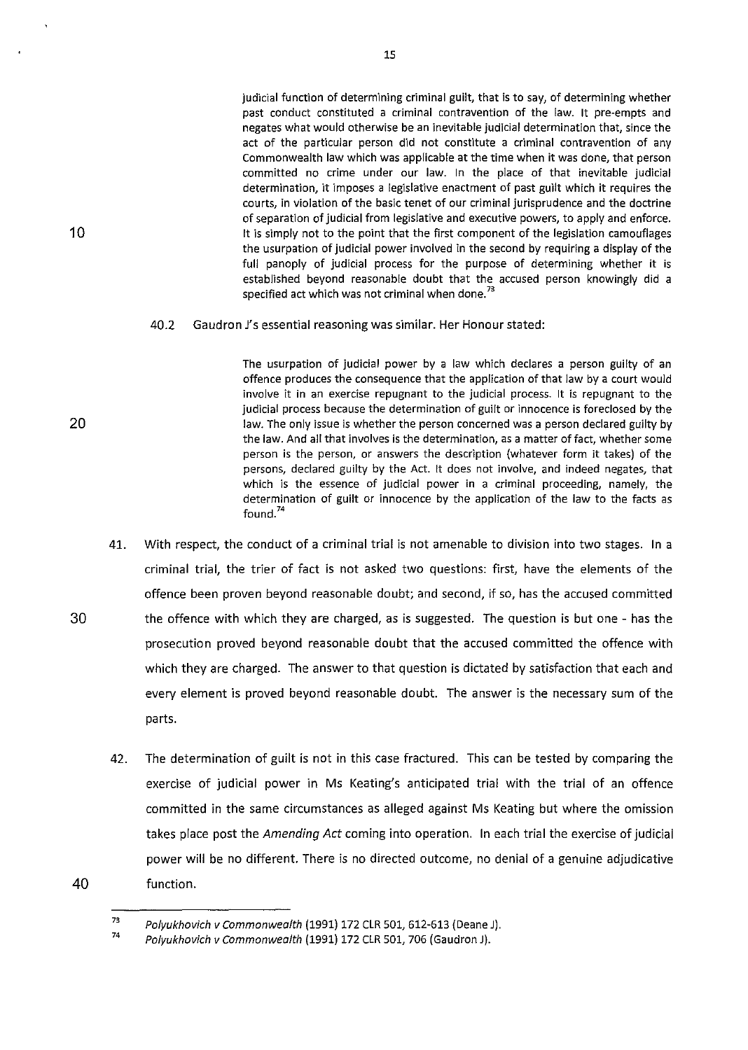> judicial function of determining criminal guilt, that is to say, of determining whether past conduct constituted a criminal contravention of the law. It pre-empts and negates what would otherwise be an inevitable judicial determination that, since the act of the particular person did not constitute a criminal contravention of any Commonwealth law which was applicable at the time when it was done, that person committed no crime under our law. In the place of that inevitable judicial determination, it imposes a legislative enactment of past guilt which it requires the courts, in violation of the basic tenet of our criminal jurisprudence and the doctrine of separation of judicial from legislative and executive powers, to apply and enforce. It is simply not to the point that the first component of the legislation camouflages the usurpation of judicial power involved in the second by requiring a display of the full panoply of judicial process for the purpose of determining whether it is established beyond reasonable doubt that the accused person knowingly did a specified act which was not criminal when done.[73]

40.2 Gaudron J's essential reasoning was similar. Her Honour stated:

> The usurpation of judicial power by a law which declares a person guilty of an offence produces the consequence that the application of that law by a court would involve it in an exercise repugnant to the judicial process. It is repugnant to the judicial process because the determination of guilt or innocence is foreclosed by the law. The only issue is whether the person concerned was a person declared guilty by the law. And all that involves is the determination, as a matter of fact, whether some person is the person, or answers the description (whatever form it takes) of the persons, declared guilty by the Act. It does not involve, and indeed negates, that which is the essence of judicial power in a criminal proceeding, namely, the determination of guilt or innocence by the application of the law to the facts as found.[74]

41. With respect, the conduct of a criminal trial is not amenable to division into two stages. In a criminal trial, the trier of fact is not asked two questions: first, have the elements of the offence been proven beyond reasonable doubt; and second, if so, has the accused committed the offence with which they are charged, as is suggested. The question is but one - has the prosecution proved beyond reasonable doubt that the accused committed the offence with which they are charged. The answer to that question is dictated by satisfaction that each and every element is proved beyond reasonable doubt. The answer is the necessary sum of the parts.

42. The determination of guilt is not in this case fractured. This can be tested by comparing the exercise of judicial power in Ms Keating's anticipated trial with the trial of an offence committed in the same circumstances as alleged against Ms Keating but where the omission takes place post the *Amending Act* coming into operation. In each trial the exercise of judicial power will be no different. There is no directed outcome, no denial of a genuine adjudicative function.

---

[73] *Polyukhovich v Commonwealth* (1991) 172 CLR 501, 612-613 (Deane J).

[74] *Polyukhovich v Commonwealth* (1991) 172 CLR 501, 706 (Gaudron J).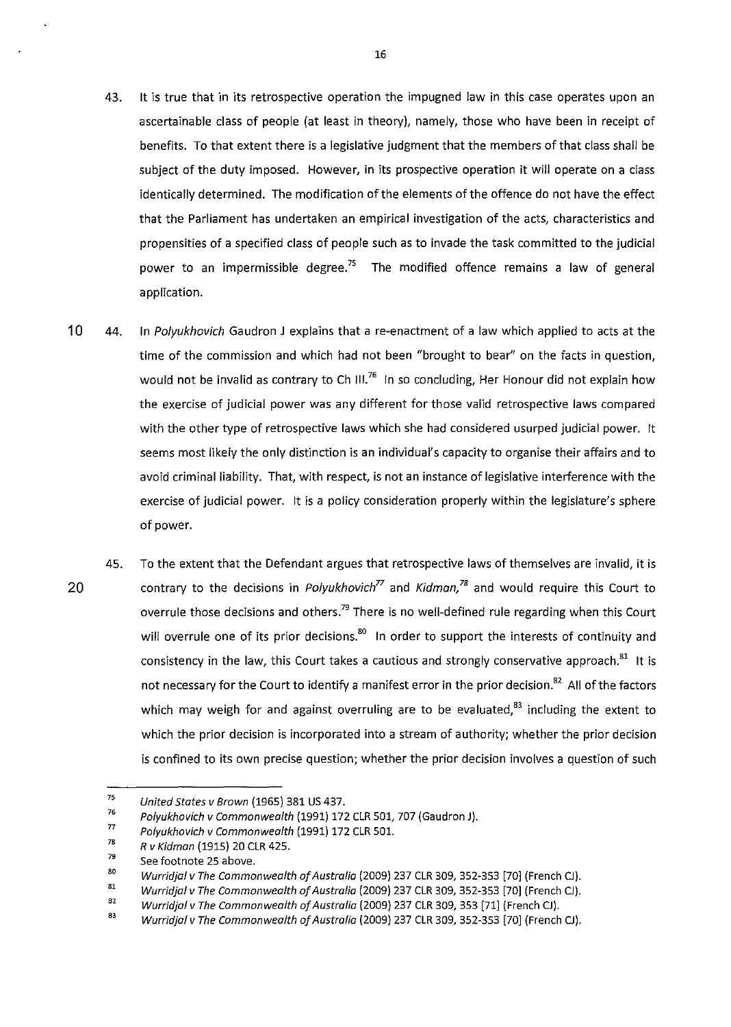43. It is true that in its retrospective operation the impugned law in this case operates upon an ascertainable class of people (at least in theory), namely, those who have been in receipt of benefits. To that extent there is a legislative judgment that the members of that class shall be subject of the duty imposed. However, in its prospective operation it will operate on a class identically determined. The modification of the elements of the offence do not have the effect that the Parliament has undertaken an empirical investigation of the acts, characteristics and propensities of a specified class of people such as to invade the task committed to the judicial power to an impermissible degree.[75] The modified offence remains a law of general application.

44. In *Polyukhovich* Gaudron J explains that a re-enactment of a law which applied to acts at the time of the commission and which had not been "brought to bear" on the facts in question, would not be invalid as contrary to Ch III.[76] In so concluding, Her Honour did not explain how the exercise of judicial power was any different for those valid retrospective laws compared with the other type of retrospective laws which she had considered usurped judicial power. It seems most likely the only distinction is an individual's capacity to organise their affairs and to avoid criminal liability. That, with respect, is not an instance of legislative interference with the exercise of judicial power. It is a policy consideration properly within the legislature's sphere of power.

45. To the extent that the Defendant argues that retrospective laws of themselves are invalid, it is contrary to the decisions in *Polyukhovich*[77] and *Kidman*,[78] and would require this Court to overrule those decisions and others.[79] There is no well-defined rule regarding when this Court will overrule one of its prior decisions.[80] In order to support the interests of continuity and consistency in the law, this Court takes a cautious and strongly conservative approach.[81] It is not necessary for the Court to identify a manifest error in the prior decision.[82] All of the factors which may weigh for and against overruling are to be evaluated,[83] including the extent to which the prior decision is incorporated into a stream of authority; whether the prior decision is confined to its own precise question; whether the prior decision involves a question of such

---

[75] *United States v Brown* (1965) 381 US 437.

[76] *Polyukhovich v Commonwealth* (1991) 172 CLR 501, 707 (Gaudron J).

[77] *Polyukhovich v Commonwealth* (1991) 172 CLR 501.

[78] *R v Kidman* (1915) 20 CLR 425.

[79] See footnote 25 above.

[80] *Wurridjal v The Commonwealth of Australia* (2009) 237 CLR 309, 352-353 [70] (French CJ).

[81] *Wurridjal v The Commonwealth of Australia* (2009) 237 CLR 309, 352-353 [70] (French CJ).

[82] *Wurridjal v The Commonwealth of Australia* (2009) 237 CLR 309, 353 [71] (French CJ).

[83] *Wurridjal v The Commonwealth of Australia* (2009) 237 CLR 309, 352-353 [70] (French CJ).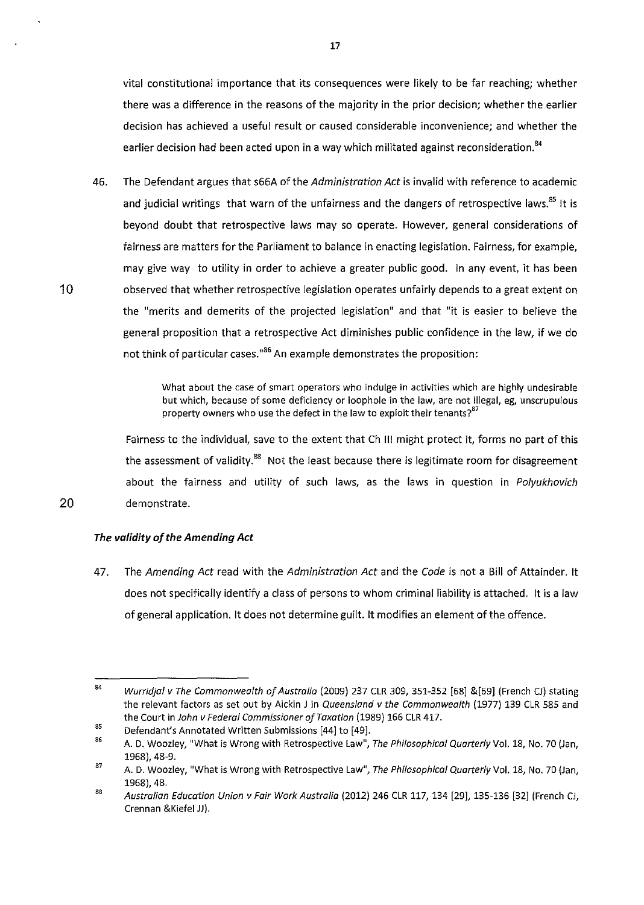vital constitutional importance that its consequences were likely to be far reaching; whether there was a difference in the reasons of the majority in the prior decision; whether the earlier decision has achieved a useful result or caused considerable inconvenience; and whether the earlier decision had been acted upon in a way which militated against reconsideration.[84]

46. The Defendant argues that s66A of the *Administration Act* is invalid with reference to academic and judicial writings that warn of the unfairness and the dangers of retrospective laws.[85] It is beyond doubt that retrospective laws may so operate. However, general considerations of fairness are matters for the Parliament to balance in enacting legislation. Fairness, for example, may give way to utility in order to achieve a greater public good. In any event, it has been observed that whether retrospective legislation operates unfairly depends to a great extent on the "merits and demerits of the projected legislation" and that "it is easier to believe the general proposition that a retrospective Act diminishes public confidence in the law, if we do not think of particular cases."[86] An example demonstrates the proposition:

> What about the case of smart operators who indulge in activities which are highly undesirable but which, because of some deficiency or loophole in the law, are not illegal, eg, unscrupulous property owners who use the defect in the law to exploit their tenants?[87]

Fairness to the individual, save to the extent that Ch III might protect it, forms no part of this the assessment of validity.[88] Not the least because there is legitimate room for disagreement about the fairness and utility of such laws, as the laws in question in *Polyukhovich* demonstrate.

### *The validity of the Amending Act*

47. The *Amending Act* read with the *Administration Act* and the *Code* is not a Bill of Attainder. It does not specifically identify a class of persons to whom criminal liability is attached. It is a law of general application. It does not determine guilt. It modifies an element of the offence.

---

84 *Wurridjal v The Commonwealth of Australia* (2009) 237 CLR 309, 351-352 [68] &[69] (French CJ) stating the relevant factors as set out by Aickin J in *Queensland v the Commonwealth* (1977) 139 CLR 585 and the Court in *John v Federal Commissioner of Taxation* (1989) 166 CLR 417.

85 Defendant's Annotated Written Submissions [44] to [49].

86 A. D. Woozley, "What is Wrong with Retrospective Law", *The Philosophical Quarterly* Vol. 18, No. 70 (Jan, 1968), 48-9.

87 A. D. Woozley, "What is Wrong with Retrospective Law", *The Philosophical Quarterly* Vol. 18, No. 70 (Jan, 1968), 48.

88 *Australian Education Union v Fair Work Australia* (2012) 246 CLR 117, 134 [29], 135-136 [32] (French CJ, Crennan &Kiefel JJ).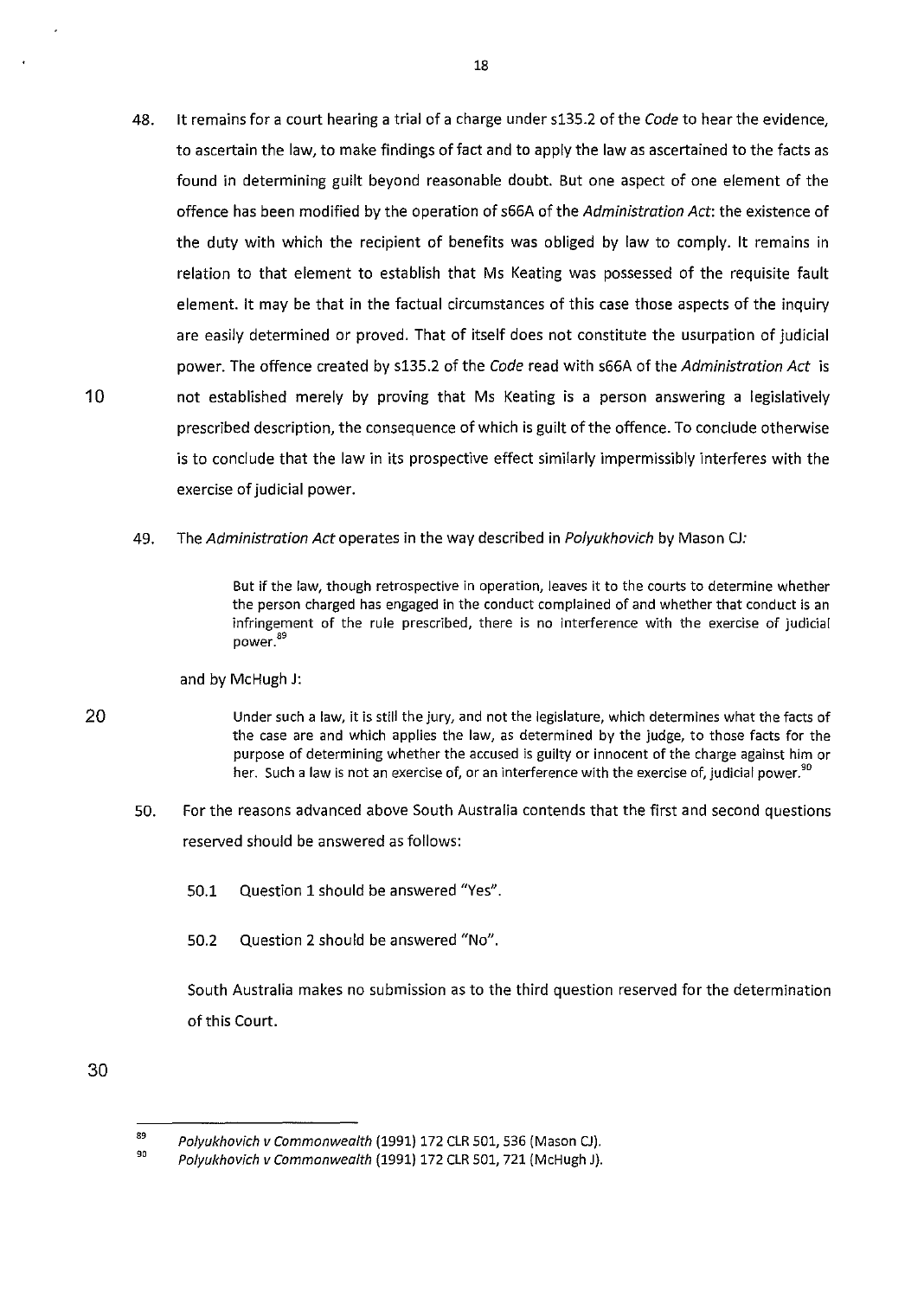48. It remains for a court hearing a trial of a charge under s135.2 of the *Code* to hear the evidence, to ascertain the law, to make findings of fact and to apply the law as ascertained to the facts as found in determining guilt beyond reasonable doubt. But one aspect of one element of the offence has been modified by the operation of s66A of the *Administration Act*: the existence of the duty with which the recipient of benefits was obliged by law to comply. It remains in relation to that element to establish that Ms Keating was possessed of the requisite fault element. It may be that in the factual circumstances of this case those aspects of the inquiry are easily determined or proved. That of itself does not constitute the usurpation of judicial power. The offence created by s135.2 of the *Code* read with s66A of the *Administration Act* is not established merely by proving that Ms Keating is a person answering a legislatively prescribed description, the consequence of which is guilt of the offence. To conclude otherwise is to conclude that the law in its prospective effect similarly impermissibly interferes with the exercise of judicial power.

49. The *Administration Act* operates in the way described in *Polyukhovich* by Mason CJ:

> But if the law, though retrospective in operation, leaves it to the courts to determine whether the person charged has engaged in the conduct complained of and whether that conduct is an infringement of the rule prescribed, there is no interference with the exercise of judicial power.[89]

and by McHugh J:

> Under such a law, it is still the jury, and not the legislature, which determines what the facts of the case are and which applies the law, as determined by the judge, to those facts for the purpose of determining whether the accused is guilty or innocent of the charge against him or her. Such a law is not an exercise of, or an interference with the exercise of, judicial power.[90]

50. For the reasons advanced above South Australia contends that the first and second questions reserved should be answered as follows:

    50.1 Question 1 should be answered "Yes".

    50.2 Question 2 should be answered "No".

    South Australia makes no submission as to the third question reserved for the determination of this Court.

---

[89] *Polyukhovich v Commonwealth* (1991) 172 CLR 501, 536 (Mason CJ).

[90] *Polyukhovich v Commonwealth* (1991) 172 CLR 501, 721 (McHugh J).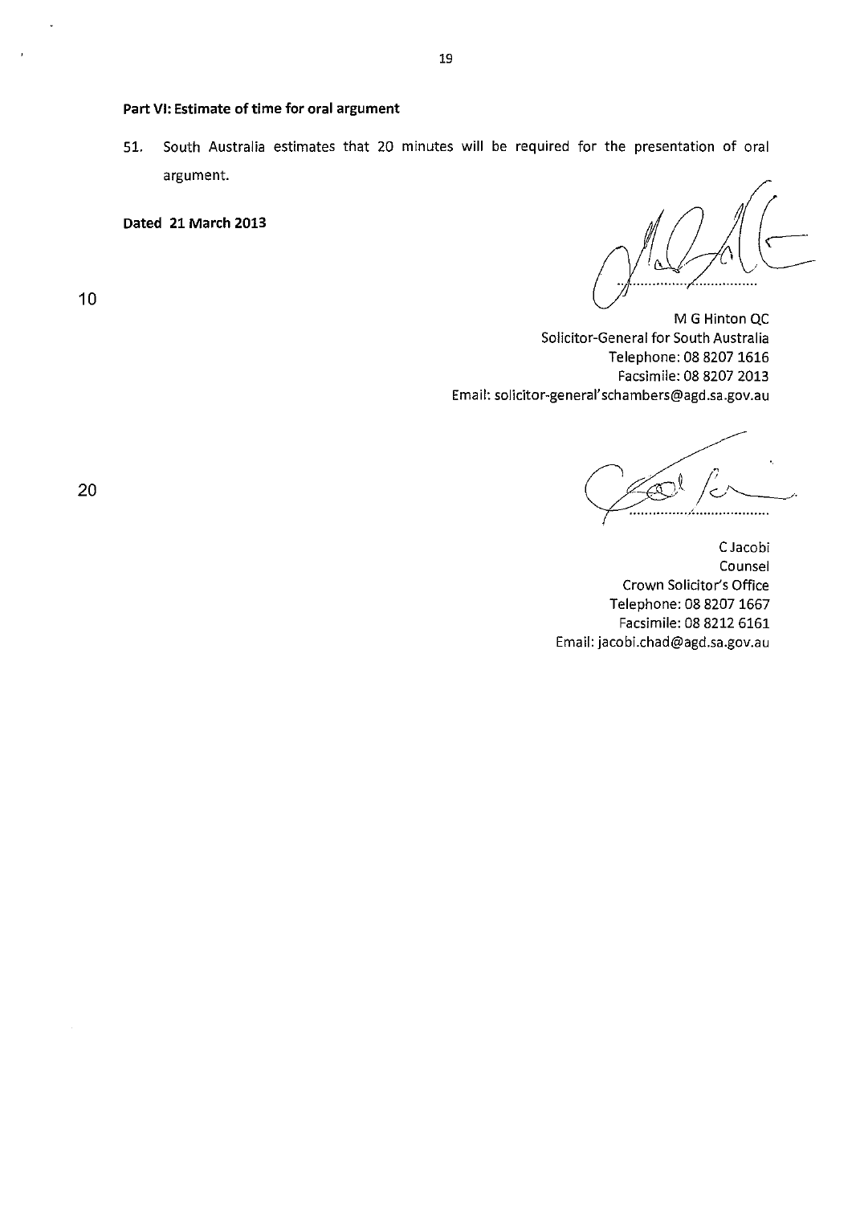**Part VI: Estimate of time for oral argument**

51. South Australia estimates that 20 minutes will be required for the presentation of oral argument.

**Dated 21 March 2013**

M G Hinton QC
Solicitor-General for South Australia
Telephone: 08 8207 1616
Facsimile: 08 8207 2013
Email: solicitor-general'schambers@agd.sa.gov.au

C Jacobi
Counsel
Crown Solicitor's Office
Telephone: 08 8207 1667
Facsimile: 08 8212 6161
Email: jacobi.chad@agd.sa.gov.au